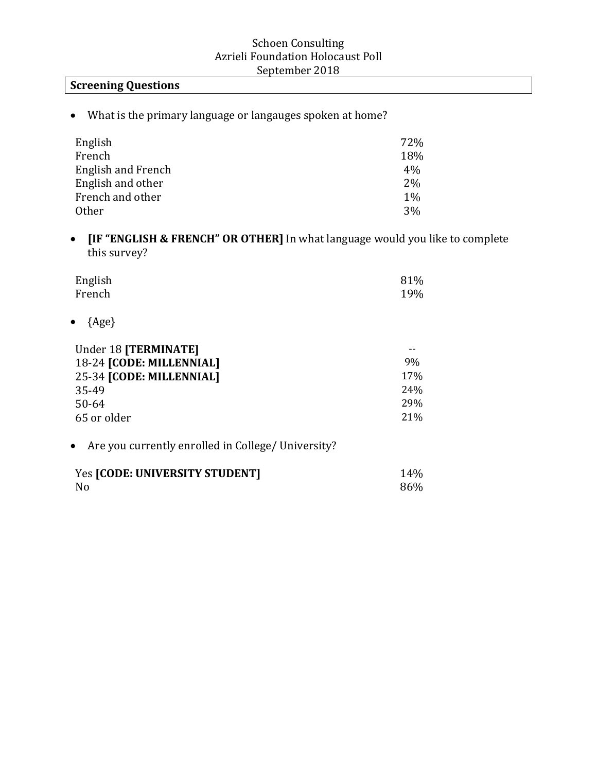Schoen Consulting
Azrieli Foundation Holocaust Poll
September 2018

## Screening Questions

- What is the primary language or langauges spoken at home?

| | |
|---|---|
| English | 72% |
| French | 18% |
| English and French | 4% |
| English and other | 2% |
| French and other | 1% |
| Other | 3% |

- **[IF "ENGLISH & FRENCH" OR OTHER]** In what language would you like to complete this survey?

| | |
|---|---|
| English | 81% |
| French | 19% |

- {Age}

| | |
|---|---|
| Under 18 **[TERMINATE]** | -- |
| 18-24 **[CODE: MILLENNIAL]** | 9% |
| 25-34 **[CODE: MILLENNIAL]** | 17% |
| 35-49 | 24% |
| 50-64 | 29% |
| 65 or older | 21% |

- Are you currently enrolled in College/ University?

| | |
|---|---|
| Yes **[CODE: UNIVERSITY STUDENT]** | 14% |
| No | 86% |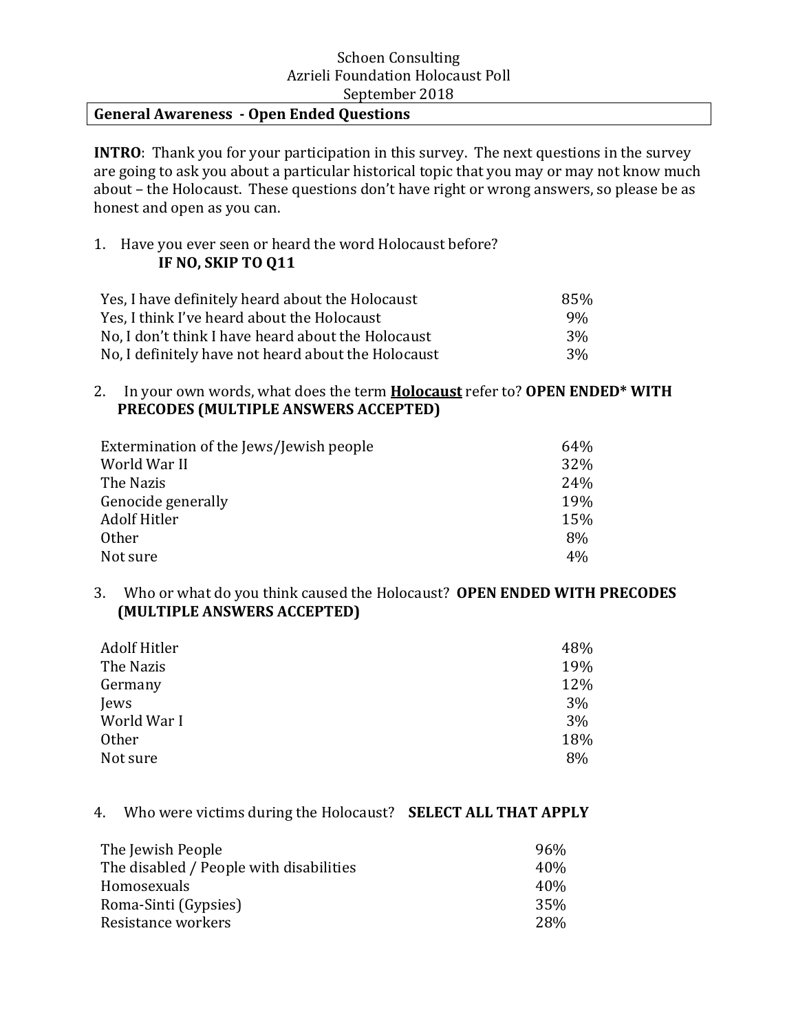Schoen Consulting
Azrieli Foundation Holocaust Poll
September 2018

## General Awareness - Open Ended Questions

**INTRO**: Thank you for your participation in this survey. The next questions in the survey are going to ask you about a particular historical topic that you may or may not know much about – the Holocaust. These questions don't have right or wrong answers, so please be as honest and open as you can.

1. Have you ever seen or heard the word Holocaust before?
   **IF NO, SKIP TO Q11**

| | |
|---|---|
| Yes, I have definitely heard about the Holocaust | 85% |
| Yes, I think I've heard about the Holocaust | 9% |
| No, I don't think I have heard about the Holocaust | 3% |
| No, I definitely have not heard about the Holocaust | 3% |

2. In your own words, what does the term **<u>Holocaust</u>** refer to? **OPEN ENDED* WITH PRECODES (MULTIPLE ANSWERS ACCEPTED)**

| | |
|---|---|
| Extermination of the Jews/Jewish people | 64% |
| World War II | 32% |
| The Nazis | 24% |
| Genocide generally | 19% |
| Adolf Hitler | 15% |
| Other | 8% |
| Not sure | 4% |

3. Who or what do you think caused the Holocaust? **OPEN ENDED WITH PRECODES (MULTIPLE ANSWERS ACCEPTED)**

| | |
|---|---|
| Adolf Hitler | 48% |
| The Nazis | 19% |
| Germany | 12% |
| Jews | 3% |
| World War I | 3% |
| Other | 18% |
| Not sure | 8% |

4. Who were victims during the Holocaust? **SELECT ALL THAT APPLY**

| | |
|---|---|
| The Jewish People | 96% |
| The disabled / People with disabilities | 40% |
| Homosexuals | 40% |
| Roma-Sinti (Gypsies) | 35% |
| Resistance workers | 28% |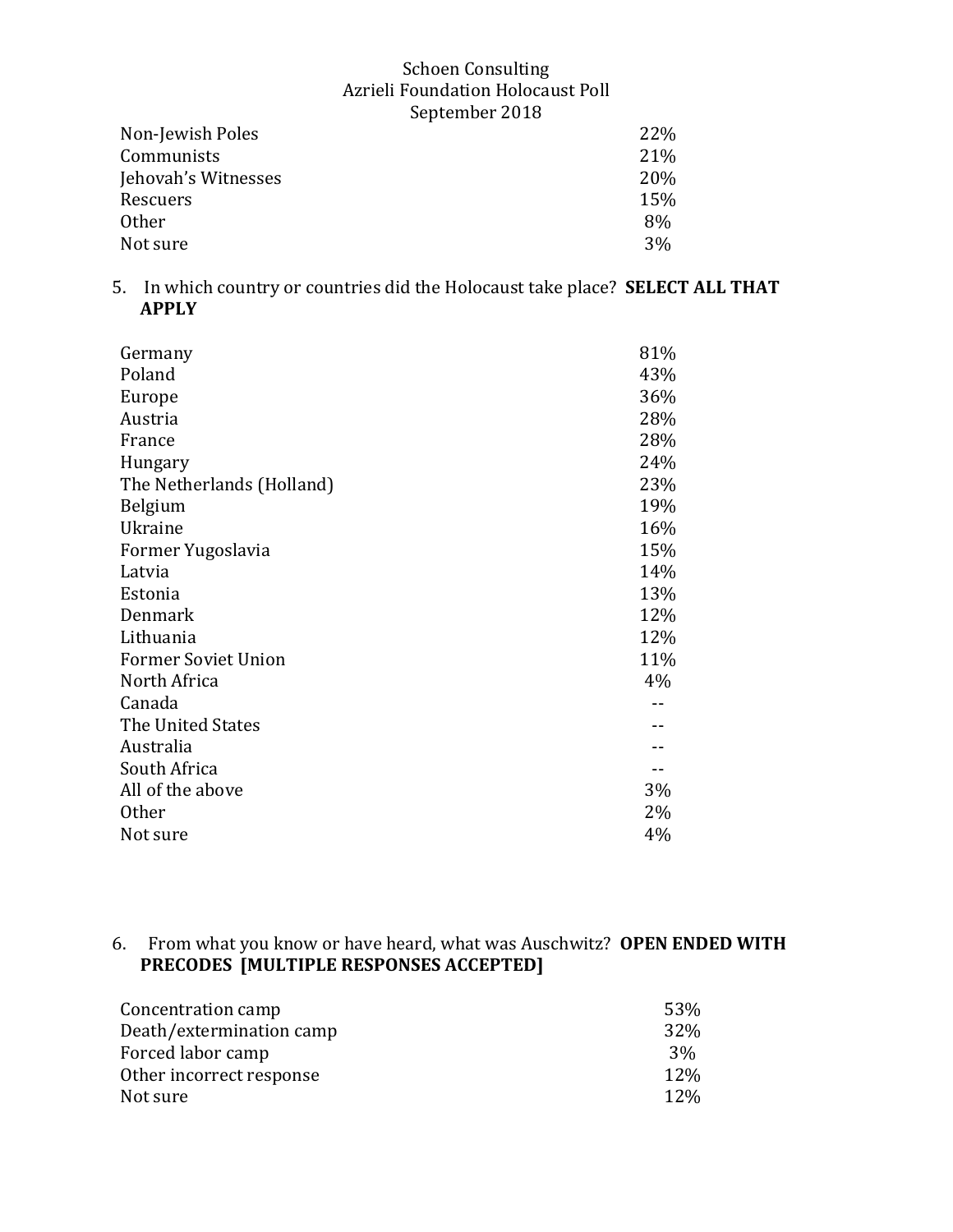| | |
|---|---|
| Non-Jewish Poles | 22% |
| Communists | 21% |
| Jehovah's Witnesses | 20% |
| Rescuers | 15% |
| Other | 8% |
| Not sure | 3% |

5. In which country or countries did the Holocaust take place? **SELECT ALL THAT APPLY**

| | |
|---|---|
| Germany | 81% |
| Poland | 43% |
| Europe | 36% |
| Austria | 28% |
| France | 28% |
| Hungary | 24% |
| The Netherlands (Holland) | 23% |
| Belgium | 19% |
| Ukraine | 16% |
| Former Yugoslavia | 15% |
| Latvia | 14% |
| Estonia | 13% |
| Denmark | 12% |
| Lithuania | 12% |
| Former Soviet Union | 11% |
| North Africa | 4% |
| Canada | -- |
| The United States | -- |
| Australia | -- |
| South Africa | -- |
| All of the above | 3% |
| Other | 2% |
| Not sure | 4% |

6. From what you know or have heard, what was Auschwitz? **OPEN ENDED WITH PRECODES [MULTIPLE RESPONSES ACCEPTED]**

| | |
|---|---|
| Concentration camp | 53% |
| Death/extermination camp | 32% |
| Forced labor camp | 3% |
| Other incorrect response | 12% |
| Not sure | 12% |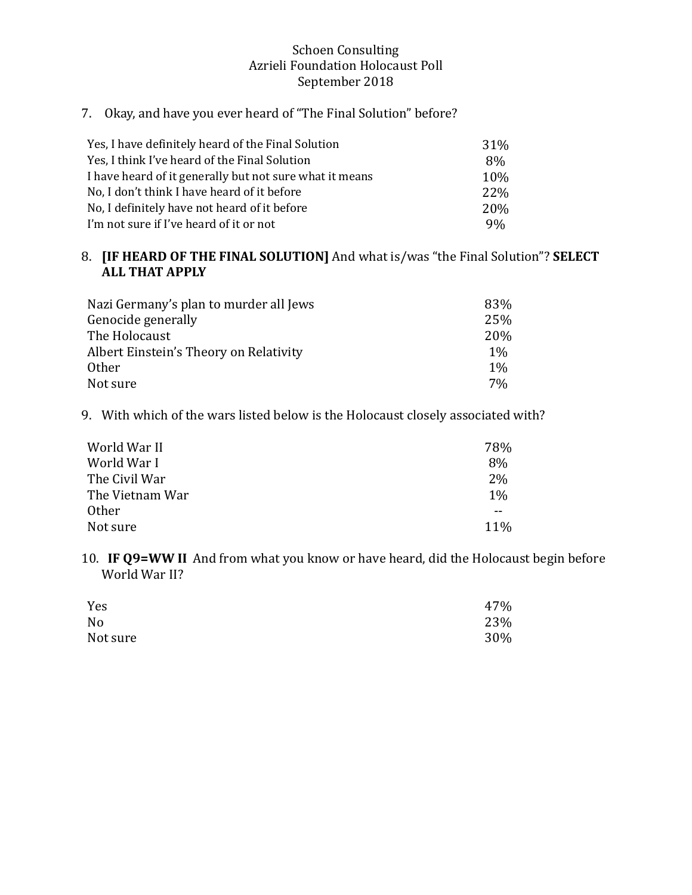Schoen Consulting
Azrieli Foundation Holocaust Poll
September 2018

7. Okay, and have you ever heard of "The Final Solution" before?

| | |
|---|---|
| Yes, I have definitely heard of the Final Solution | 31% |
| Yes, I think I've heard of the Final Solution | 8% |
| I have heard of it generally but not sure what it means | 10% |
| No, I don't think I have heard of it before | 22% |
| No, I definitely have not heard of it before | 20% |
| I'm not sure if I've heard of it or not | 9% |

8. **[IF HEARD OF THE FINAL SOLUTION]** And what is/was "the Final Solution"? **SELECT ALL THAT APPLY**

| | |
|---|---|
| Nazi Germany's plan to murder all Jews | 83% |
| Genocide generally | 25% |
| The Holocaust | 20% |
| Albert Einstein's Theory on Relativity | 1% |
| Other | 1% |
| Not sure | 7% |

9. With which of the wars listed below is the Holocaust closely associated with?

| | |
|---|---|
| World War II | 78% |
| World War I | 8% |
| The Civil War | 2% |
| The Vietnam War | 1% |
| Other | -- |
| Not sure | 11% |

10. **IF Q9=WW II** And from what you know or have heard, did the Holocaust begin before World War II?

| | |
|---|---|
| Yes | 47% |
| No | 23% |
| Not sure | 30% |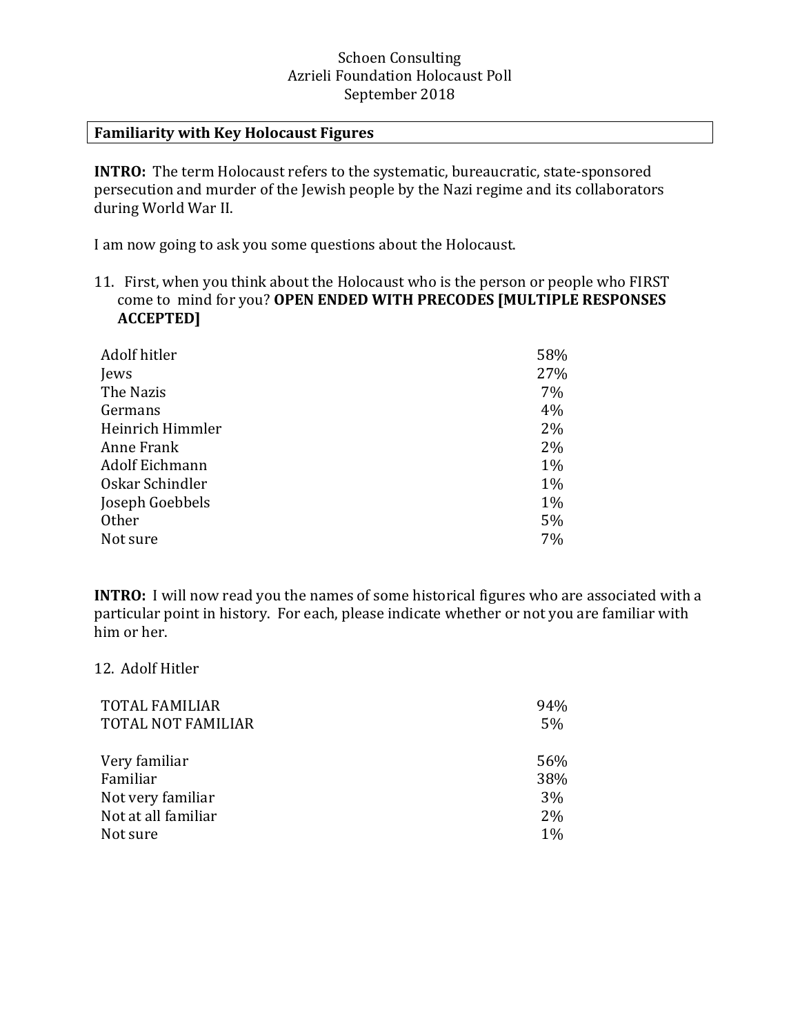Schoen Consulting
Azrieli Foundation Holocaust Poll
September 2018

## Familiarity with Key Holocaust Figures

**INTRO:** The term Holocaust refers to the systematic, bureaucratic, state-sponsored persecution and murder of the Jewish people by the Nazi regime and its collaborators during World War II.

I am now going to ask you some questions about the Holocaust.

11. First, when you think about the Holocaust who is the person or people who FIRST come to mind for you? **OPEN ENDED WITH PRECODES [MULTIPLE RESPONSES ACCEPTED]**

| | |
|---|---|
| Adolf hitler | 58% |
| Jews | 27% |
| The Nazis | 7% |
| Germans | 4% |
| Heinrich Himmler | 2% |
| Anne Frank | 2% |
| Adolf Eichmann | 1% |
| Oskar Schindler | 1% |
| Joseph Goebbels | 1% |
| Other | 5% |
| Not sure | 7% |

**INTRO:** I will now read you the names of some historical figures who are associated with a particular point in history. For each, please indicate whether or not you are familiar with him or her.

12. Adolf Hitler

| | |
|---|---|
| TOTAL FAMILIAR | 94% |
| TOTAL NOT FAMILIAR | 5% |
| | |
| Very familiar | 56% |
| Familiar | 38% |
| Not very familiar | 3% |
| Not at all familiar | 2% |
| Not sure | 1% |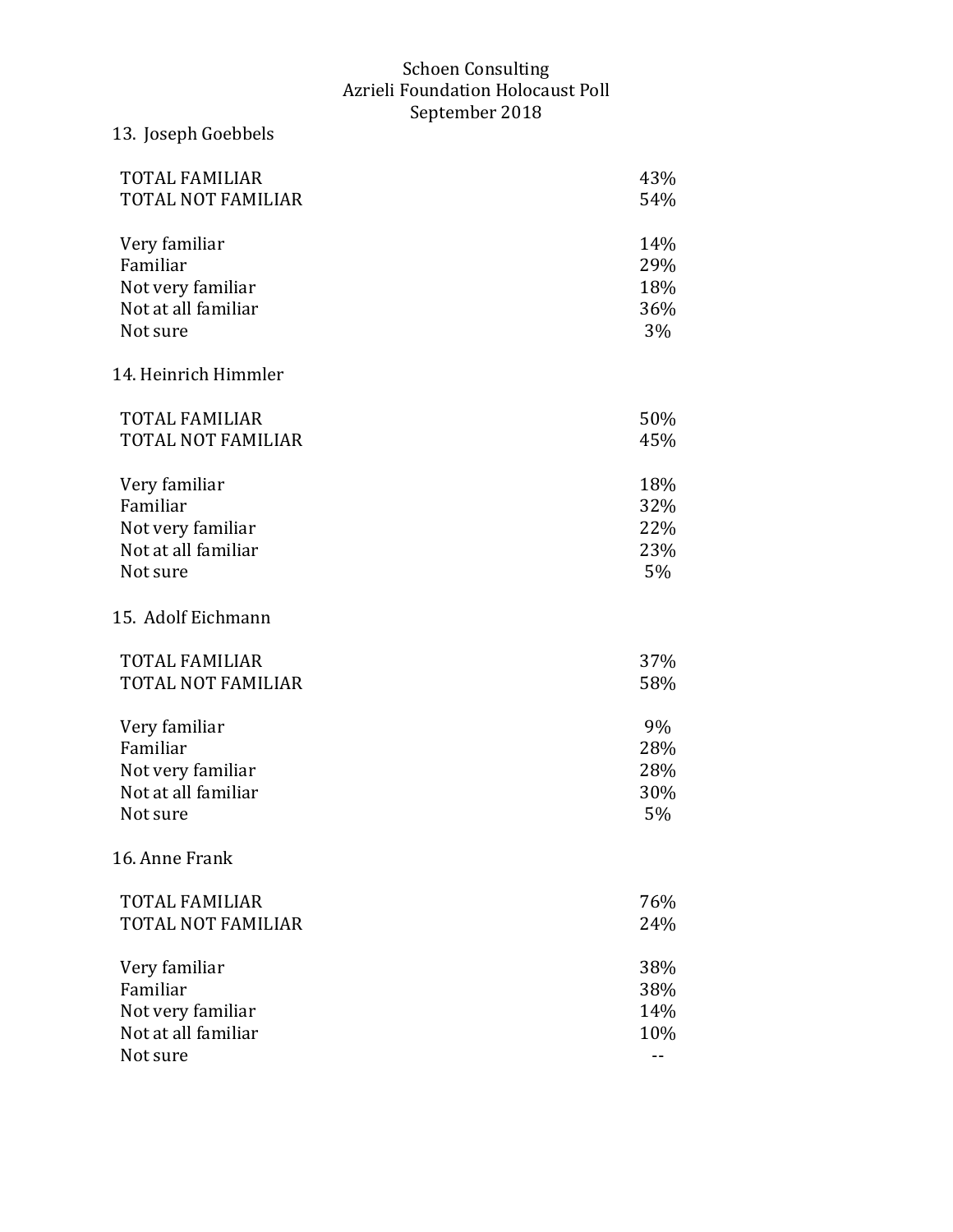# Schoen Consulting
## Azrieli Foundation Holocaust Poll
### September 2018

### 13. Joseph Goebbels

| | |
|---|---|
| TOTAL FAMILIAR | 43% |
| TOTAL NOT FAMILIAR | 54% |
| | |
| Very familiar | 14% |
| Familiar | 29% |
| Not very familiar | 18% |
| Not at all familiar | 36% |
| Not sure | 3% |

### 14. Heinrich Himmler

| | |
|---|---|
| TOTAL FAMILIAR | 50% |
| TOTAL NOT FAMILIAR | 45% |
| | |
| Very familiar | 18% |
| Familiar | 32% |
| Not very familiar | 22% |
| Not at all familiar | 23% |
| Not sure | 5% |

### 15. Adolf Eichmann

| | |
|---|---|
| TOTAL FAMILIAR | 37% |
| TOTAL NOT FAMILIAR | 58% |
| | |
| Very familiar | 9% |
| Familiar | 28% |
| Not very familiar | 28% |
| Not at all familiar | 30% |
| Not sure | 5% |

### 16. Anne Frank

| | |
|---|---|
| TOTAL FAMILIAR | 76% |
| TOTAL NOT FAMILIAR | 24% |
| | |
| Very familiar | 38% |
| Familiar | 38% |
| Not very familiar | 14% |
| Not at all familiar | 10% |
| Not sure | -- |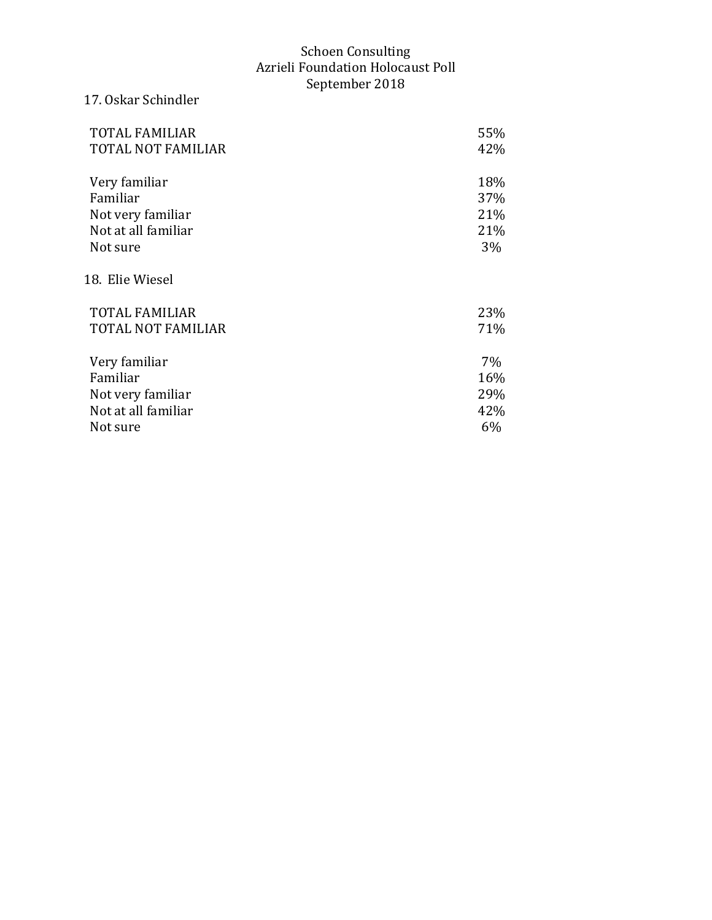17. Oskar Schindler

| | |
|---|---|
| TOTAL FAMILIAR | 55% |
| TOTAL NOT FAMILIAR | 42% |
| | |
| Very familiar | 18% |
| Familiar | 37% |
| Not very familiar | 21% |
| Not at all familiar | 21% |
| Not sure | 3% |

18. Elie Wiesel

| | |
|---|---|
| TOTAL FAMILIAR | 23% |
| TOTAL NOT FAMILIAR | 71% |
| | |
| Very familiar | 7% |
| Familiar | 16% |
| Not very familiar | 29% |
| Not at all familiar | 42% |
| Not sure | 6% |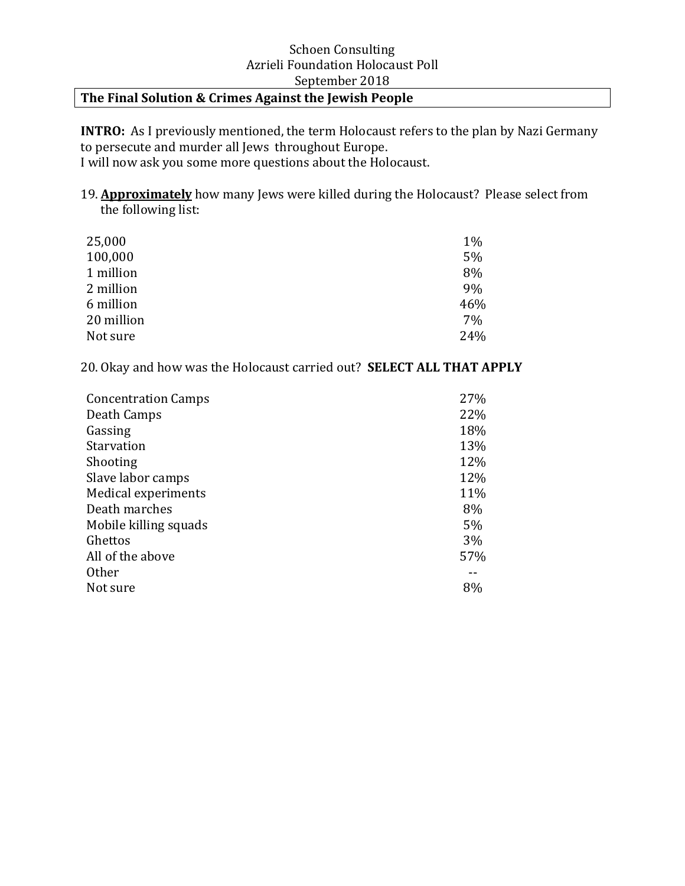Schoen Consulting
Azrieli Foundation Holocaust Poll
September 2018

## The Final Solution & Crimes Against the Jewish People

**INTRO:** As I previously mentioned, the term Holocaust refers to the plan by Nazi Germany to persecute and murder all Jews throughout Europe.
I will now ask you some more questions about the Holocaust.

19. **Approximately** how many Jews were killed during the Holocaust? Please select from the following list:

| | |
|---|---|
| 25,000 | 1% |
| 100,000 | 5% |
| 1 million | 8% |
| 2 million | 9% |
| 6 million | 46% |
| 20 million | 7% |
| Not sure | 24% |

20. Okay and how was the Holocaust carried out? **SELECT ALL THAT APPLY**

| | |
|---|---|
| Concentration Camps | 27% |
| Death Camps | 22% |
| Gassing | 18% |
| Starvation | 13% |
| Shooting | 12% |
| Slave labor camps | 12% |
| Medical experiments | 11% |
| Death marches | 8% |
| Mobile killing squads | 5% |
| Ghettos | 3% |
| All of the above | 57% |
| Other | -- |
| Not sure | 8% |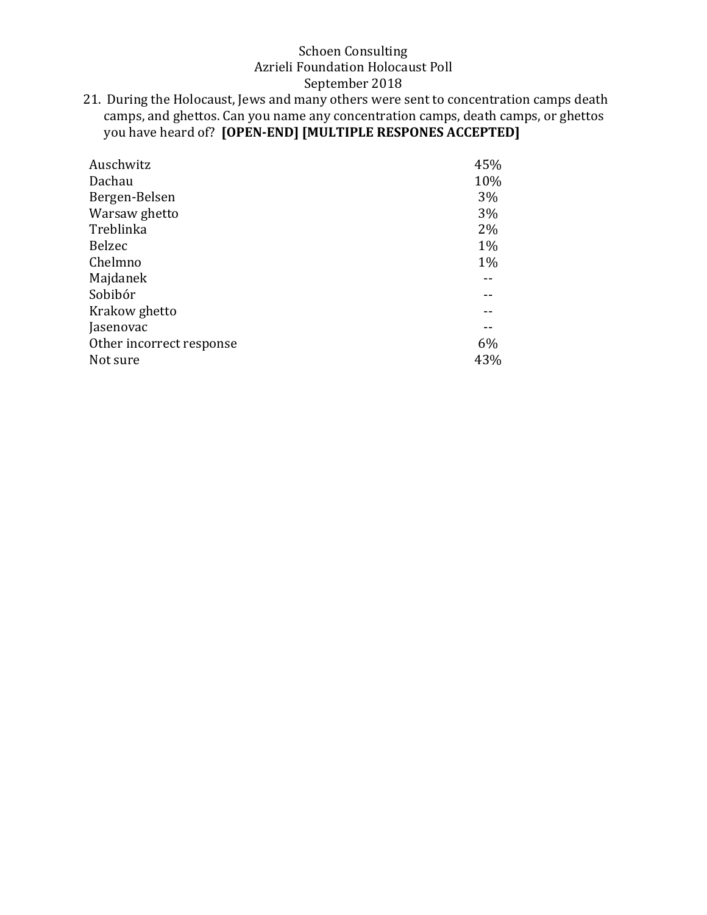Schoen Consulting
Azrieli Foundation Holocaust Poll
September 2018

21. During the Holocaust, Jews and many others were sent to concentration camps death camps, and ghettos. Can you name any concentration camps, death camps, or ghettos you have heard of? **[OPEN-END] [MULTIPLE RESPONES ACCEPTED]**

| | |
|---|---|
| Auschwitz | 45% |
| Dachau | 10% |
| Bergen-Belsen | 3% |
| Warsaw ghetto | 3% |
| Treblinka | 2% |
| Belzec | 1% |
| Chelmno | 1% |
| Majdanek | -- |
| Sobibór | -- |
| Krakow ghetto | -- |
| Jasenovac | -- |
| Other incorrect response | 6% |
| Not sure | 43% |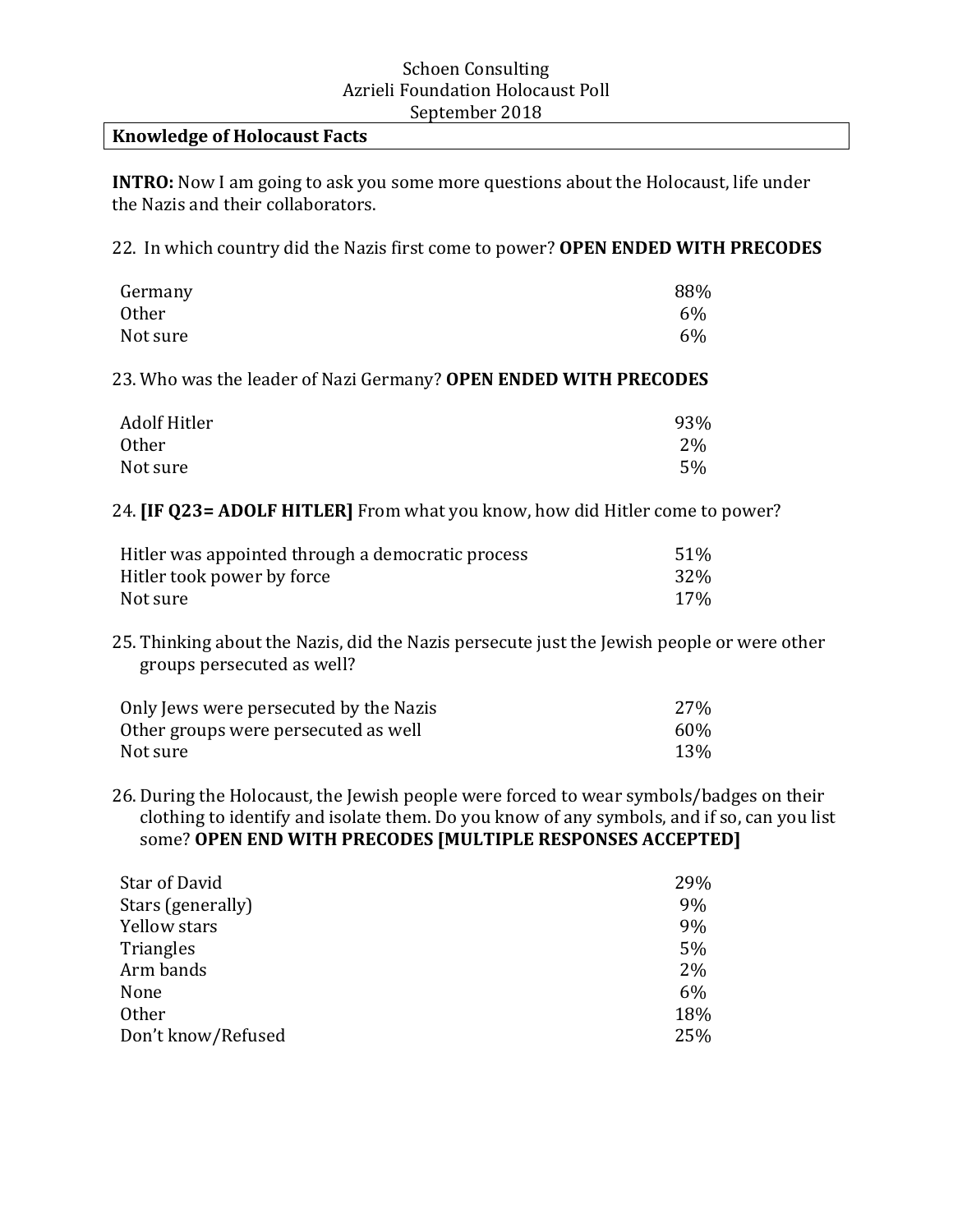Schoen Consulting
Azrieli Foundation Holocaust Poll
September 2018

## Knowledge of Holocaust Facts

**INTRO:** Now I am going to ask you some more questions about the Holocaust, life under the Nazis and their collaborators.

22. In which country did the Nazis first come to power? **OPEN ENDED WITH PRECODES**

| | |
|---|---|
| Germany | 88% |
| Other | 6% |
| Not sure | 6% |

23. Who was the leader of Nazi Germany? **OPEN ENDED WITH PRECODES**

| | |
|---|---|
| Adolf Hitler | 93% |
| Other | 2% |
| Not sure | 5% |

24. **[IF Q23= ADOLF HITLER]** From what you know, how did Hitler come to power?

| | |
|---|---|
| Hitler was appointed through a democratic process | 51% |
| Hitler took power by force | 32% |
| Not sure | 17% |

25. Thinking about the Nazis, did the Nazis persecute just the Jewish people or were other groups persecuted as well?

| | |
|---|---|
| Only Jews were persecuted by the Nazis | 27% |
| Other groups were persecuted as well | 60% |
| Not sure | 13% |

26. During the Holocaust, the Jewish people were forced to wear symbols/badges on their clothing to identify and isolate them. Do you know of any symbols, and if so, can you list some? **OPEN END WITH PRECODES [MULTIPLE RESPONSES ACCEPTED]**

| | |
|---|---|
| Star of David | 29% |
| Stars (generally) | 9% |
| Yellow stars | 9% |
| Triangles | 5% |
| Arm bands | 2% |
| None | 6% |
| Other | 18% |
| Don't know/Refused | 25% |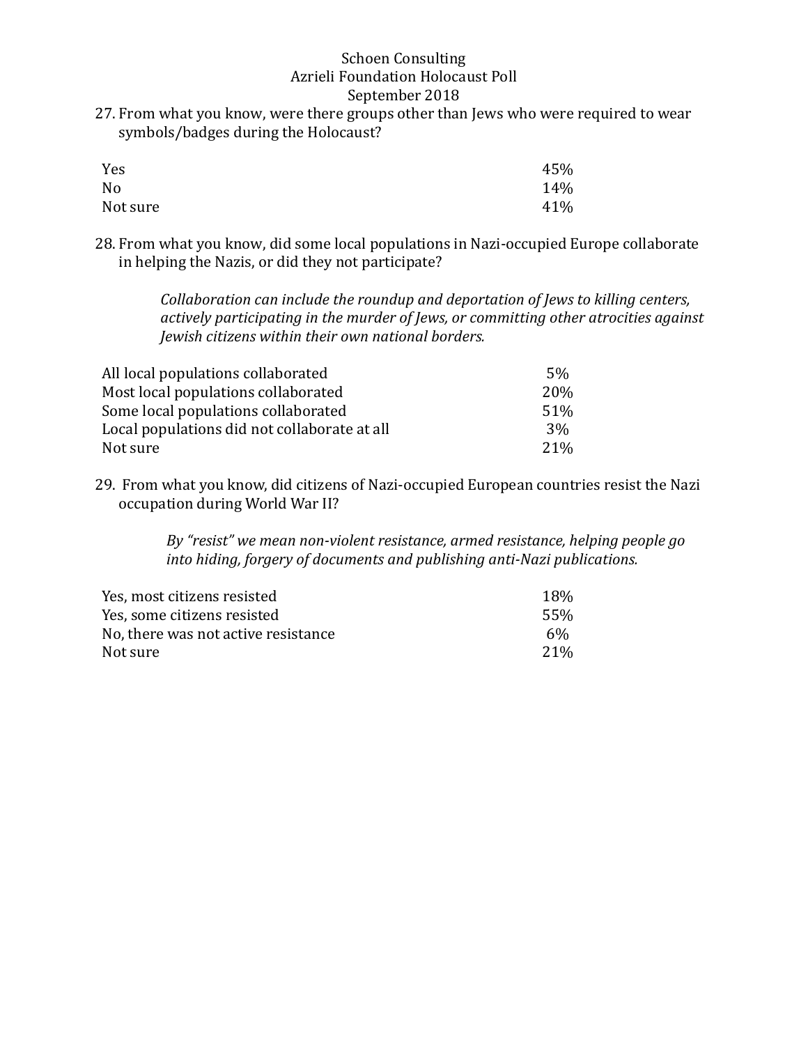27. From what you know, were there groups other than Jews who were required to wear symbols/badges during the Holocaust?

| | |
|---|---|
| Yes | 45% |
| No | 14% |
| Not sure | 41% |

28. From what you know, did some local populations in Nazi-occupied Europe collaborate in helping the Nazis, or did they not participate?

*Collaboration can include the roundup and deportation of Jews to killing centers, actively participating in the murder of Jews, or committing other atrocities against Jewish citizens within their own national borders.*

| | |
|---|---|
| All local populations collaborated | 5% |
| Most local populations collaborated | 20% |
| Some local populations collaborated | 51% |
| Local populations did not collaborate at all | 3% |
| Not sure | 21% |

29. From what you know, did citizens of Nazi-occupied European countries resist the Nazi occupation during World War II?

*By "resist" we mean non-violent resistance, armed resistance, helping people go into hiding, forgery of documents and publishing anti-Nazi publications.*

| | |
|---|---|
| Yes, most citizens resisted | 18% |
| Yes, some citizens resisted | 55% |
| No, there was not active resistance | 6% |
| Not sure | 21% |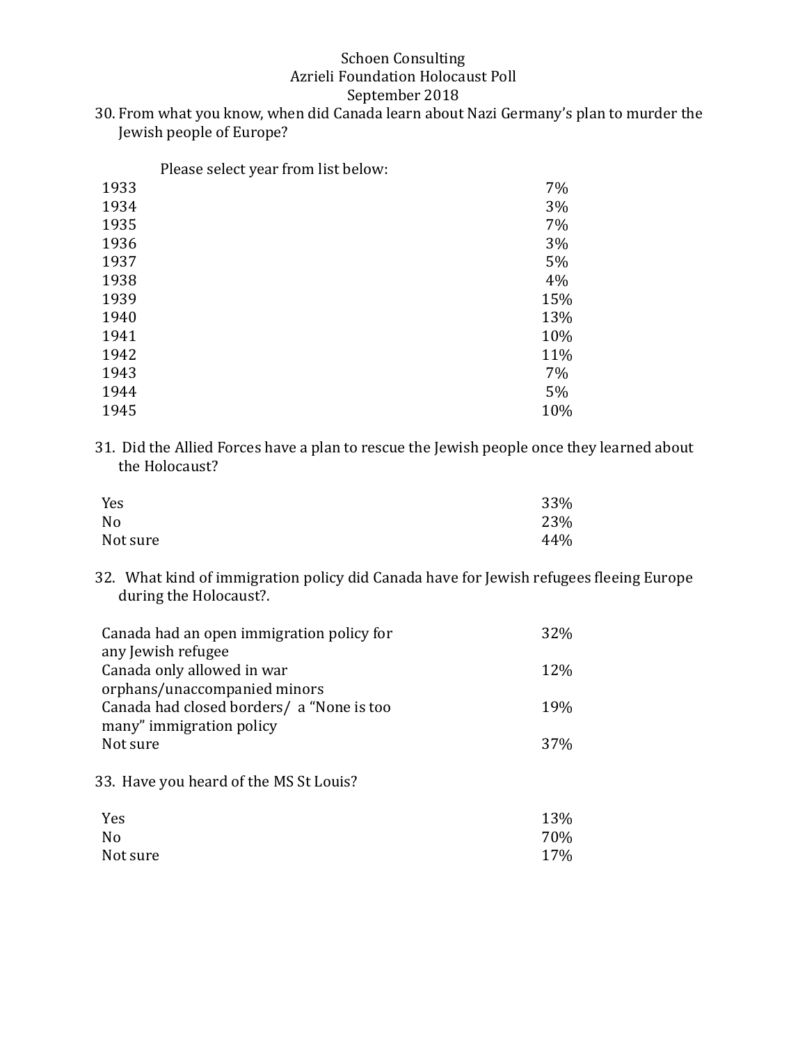Schoen Consulting
Azrieli Foundation Holocaust Poll
September 2018

30. From what you know, when did Canada learn about Nazi Germany's plan to murder the Jewish people of Europe?

Please select year from list below:

| | |
|---|---|
| 1933 | 7% |
| 1934 | 3% |
| 1935 | 7% |
| 1936 | 3% |
| 1937 | 5% |
| 1938 | 4% |
| 1939 | 15% |
| 1940 | 13% |
| 1941 | 10% |
| 1942 | 11% |
| 1943 | 7% |
| 1944 | 5% |
| 1945 | 10% |

31. Did the Allied Forces have a plan to rescue the Jewish people once they learned about the Holocaust?

| | |
|---|---|
| Yes | 33% |
| No | 23% |
| Not sure | 44% |

32. What kind of immigration policy did Canada have for Jewish refugees fleeing Europe during the Holocaust?.

| | |
|---|---|
| Canada had an open immigration policy for any Jewish refugee | 32% |
| Canada only allowed in war orphans/unaccompanied minors | 12% |
| Canada had closed borders/ a "None is too many" immigration policy | 19% |
| Not sure | 37% |

33. Have you heard of the MS St Louis?

| | |
|---|---|
| Yes | 13% |
| No | 70% |
| Not sure | 17% |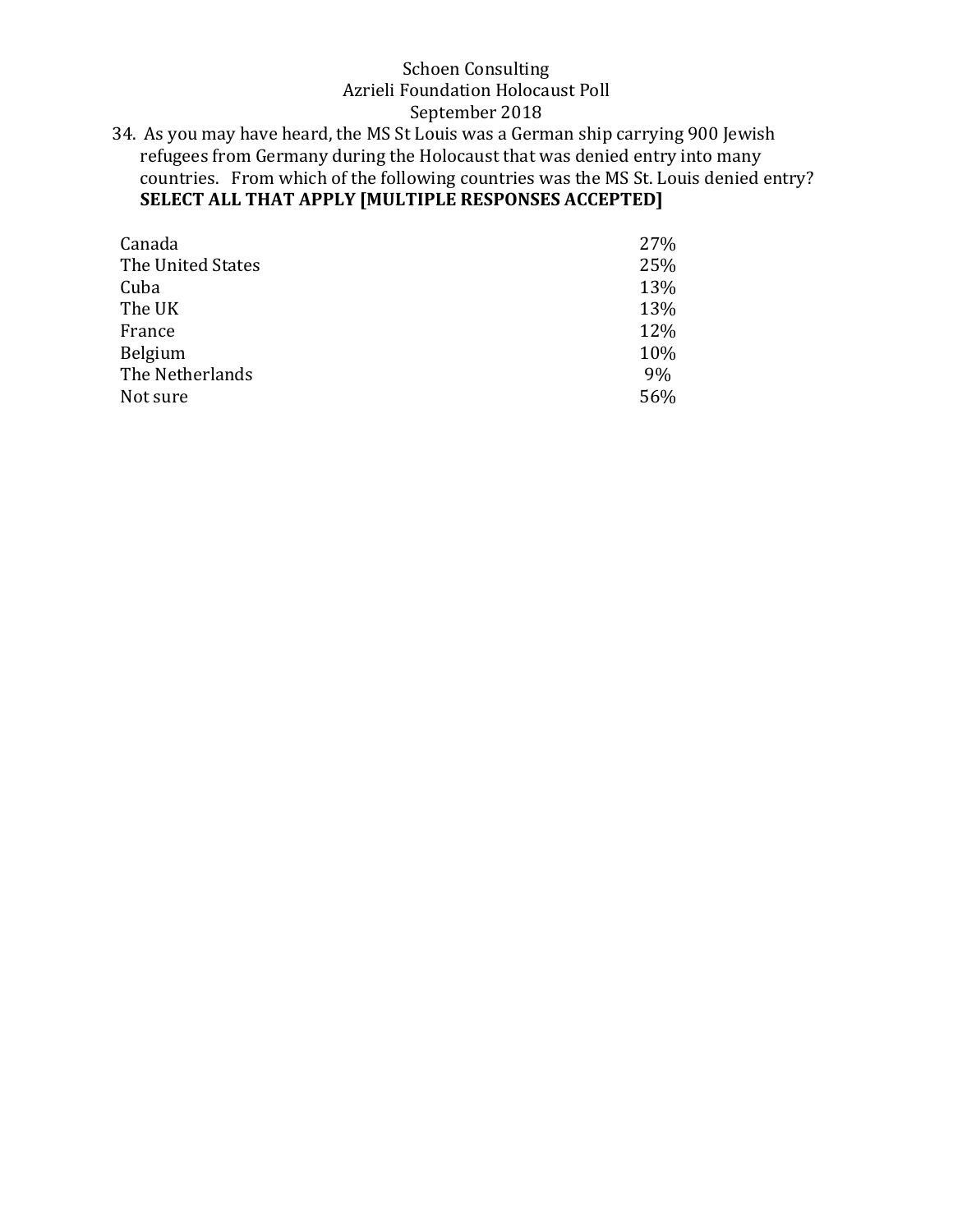Schoen Consulting
Azrieli Foundation Holocaust Poll
September 2018

34. As you may have heard, the MS St Louis was a German ship carrying 900 Jewish refugees from Germany during the Holocaust that was denied entry into many countries. From which of the following countries was the MS St. Louis denied entry? **SELECT ALL THAT APPLY [MULTIPLE RESPONSES ACCEPTED]**

| | |
|---|---|
| Canada | 27% |
| The United States | 25% |
| Cuba | 13% |
| The UK | 13% |
| France | 12% |
| Belgium | 10% |
| The Netherlands | 9% |
| Not sure | 56% |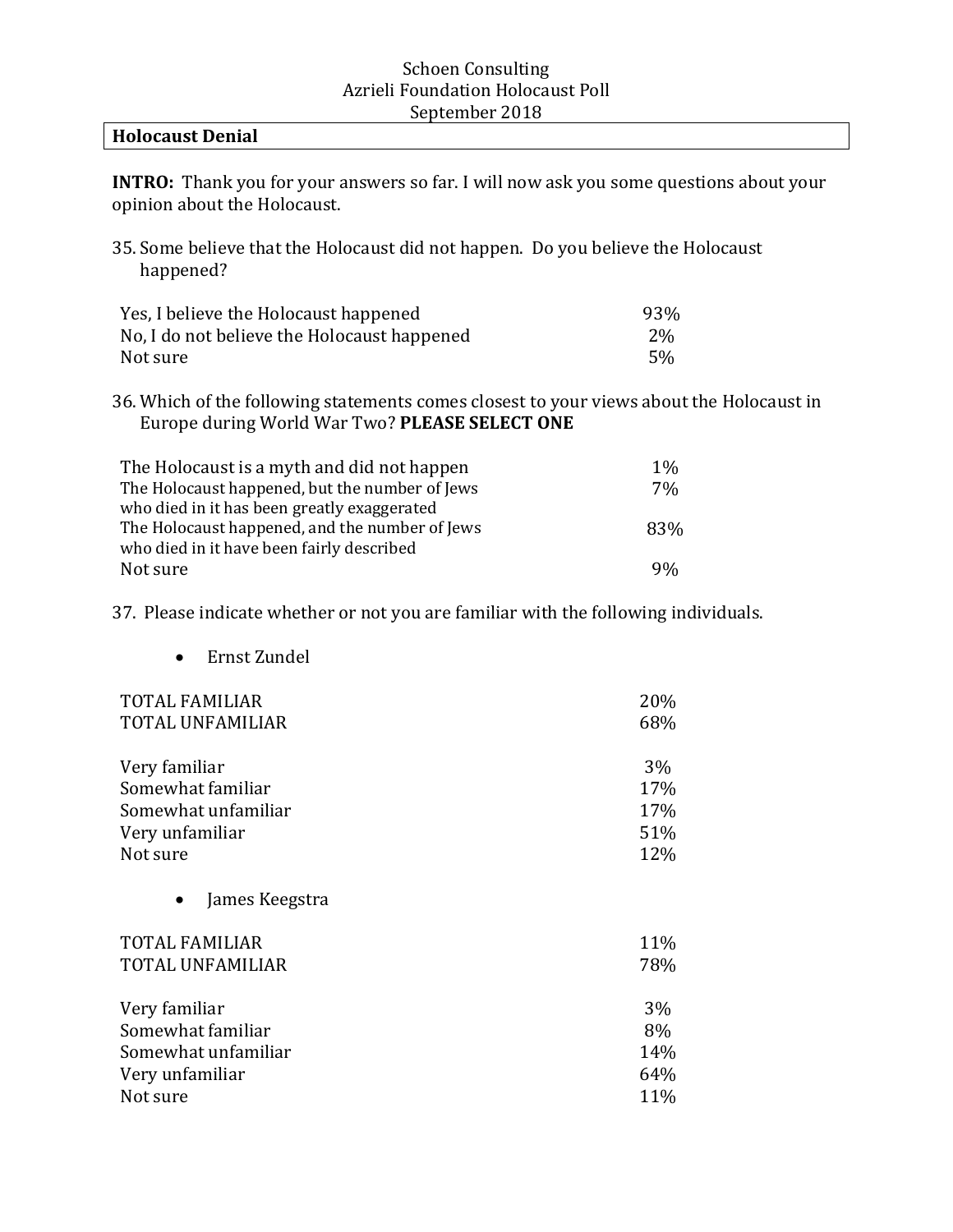Schoen Consulting
Azrieli Foundation Holocaust Poll
September 2018

## Holocaust Denial

**INTRO:** Thank you for your answers so far. I will now ask you some questions about your opinion about the Holocaust.

35. Some believe that the Holocaust did not happen. Do you believe the Holocaust happened?

| | |
|---|---|
| Yes, I believe the Holocaust happened | 93% |
| No, I do not believe the Holocaust happened | 2% |
| Not sure | 5% |

36. Which of the following statements comes closest to your views about the Holocaust in Europe during World War Two? **PLEASE SELECT ONE**

| | |
|---|---|
| The Holocaust is a myth and did not happen | 1% |
| The Holocaust happened, but the number of Jews who died in it has been greatly exaggerated | 7% |
| The Holocaust happened, and the number of Jews who died in it have been fairly described | 83% |
| Not sure | 9% |

37. Please indicate whether or not you are familiar with the following individuals.

- Ernst Zundel

| | |
|---|---|
| TOTAL FAMILIAR | 20% |
| TOTAL UNFAMILIAR | 68% |
| | |
| Very familiar | 3% |
| Somewhat familiar | 17% |
| Somewhat unfamiliar | 17% |
| Very unfamiliar | 51% |
| Not sure | 12% |

- James Keegstra

| | |
|---|---|
| TOTAL FAMILIAR | 11% |
| TOTAL UNFAMILIAR | 78% |
| | |
| Very familiar | 3% |
| Somewhat familiar | 8% |
| Somewhat unfamiliar | 14% |
| Very unfamiliar | 64% |
| Not sure | 11% |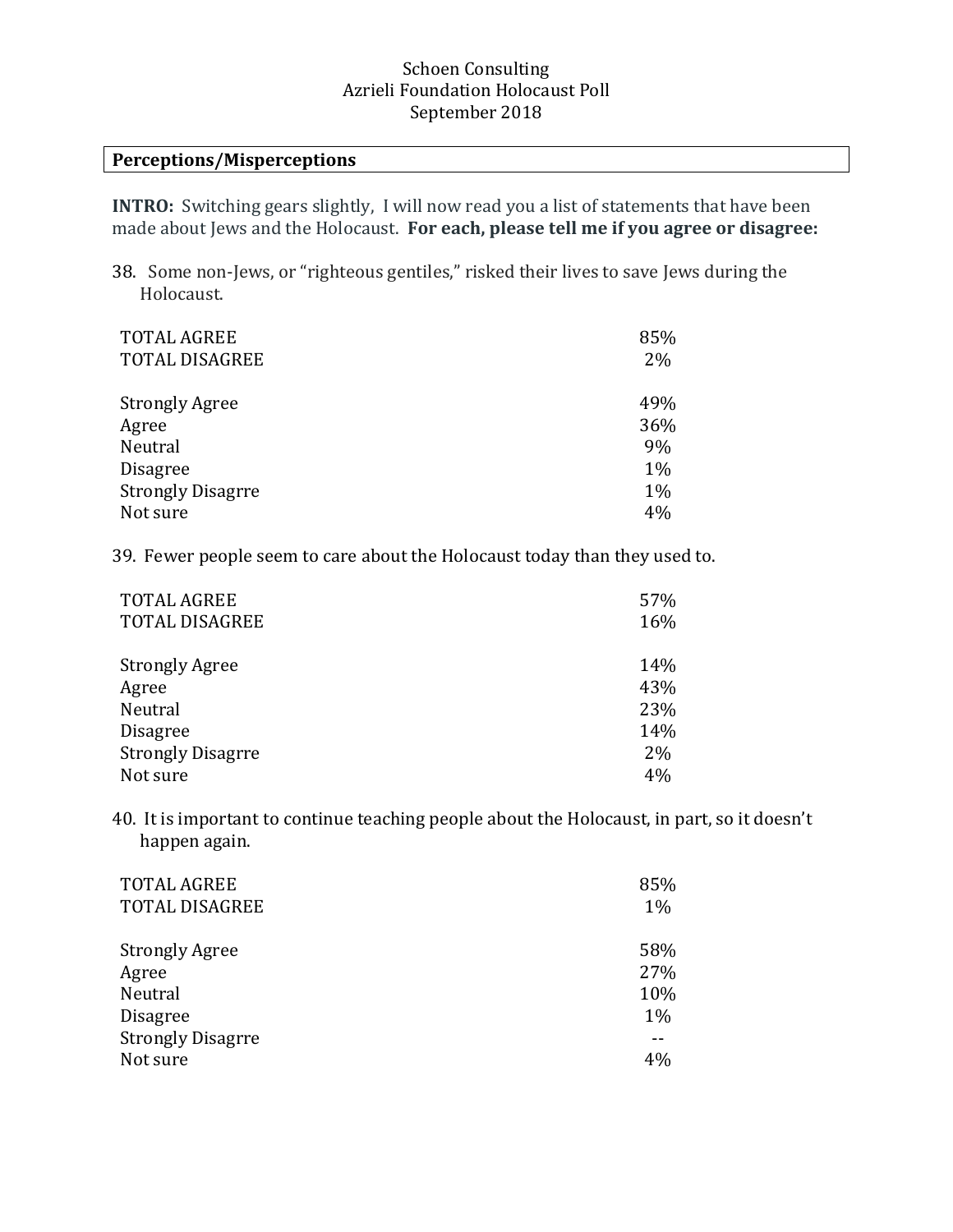Schoen Consulting
Azrieli Foundation Holocaust Poll
September 2018

**Perceptions/Misperceptions**

**INTRO:** Switching gears slightly, I will now read you a list of statements that have been made about Jews and the Holocaust. **For each, please tell me if you agree or disagree:**

38. Some non-Jews, or "righteous gentiles," risked their lives to save Jews during the Holocaust.

| | |
|---|---|
| TOTAL AGREE | 85% |
| TOTAL DISAGREE | 2% |
| | |
| Strongly Agree | 49% |
| Agree | 36% |
| Neutral | 9% |
| Disagree | 1% |
| Strongly Disagrre | 1% |
| Not sure | 4% |

39. Fewer people seem to care about the Holocaust today than they used to.

| | |
|---|---|
| TOTAL AGREE | 57% |
| TOTAL DISAGREE | 16% |
| | |
| Strongly Agree | 14% |
| Agree | 43% |
| Neutral | 23% |
| Disagree | 14% |
| Strongly Disagrre | 2% |
| Not sure | 4% |

40. It is important to continue teaching people about the Holocaust, in part, so it doesn't happen again.

| | |
|---|---|
| TOTAL AGREE | 85% |
| TOTAL DISAGREE | 1% |
| | |
| Strongly Agree | 58% |
| Agree | 27% |
| Neutral | 10% |
| Disagree | 1% |
| Strongly Disagrre | -- |
| Not sure | 4% |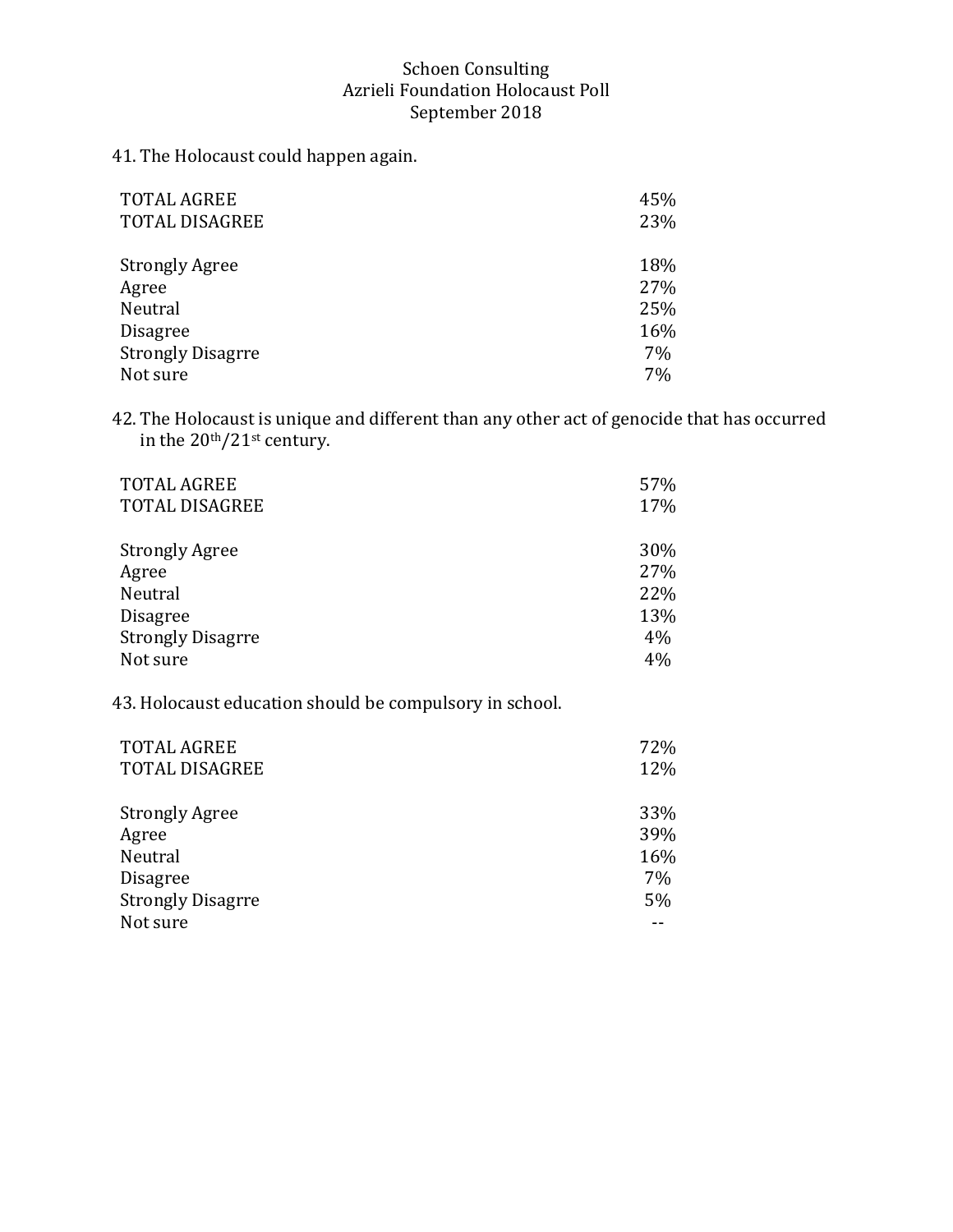Schoen Consulting
Azrieli Foundation Holocaust Poll
September 2018

41. The Holocaust could happen again.

| | |
|---|---|
| TOTAL AGREE | 45% |
| TOTAL DISAGREE | 23% |
| | |
| Strongly Agree | 18% |
| Agree | 27% |
| Neutral | 25% |
| Disagree | 16% |
| Strongly Disagrre | 7% |
| Not sure | 7% |

42. The Holocaust is unique and different than any other act of genocide that has occurred in the 20th/21st century.

| | |
|---|---|
| TOTAL AGREE | 57% |
| TOTAL DISAGREE | 17% |
| | |
| Strongly Agree | 30% |
| Agree | 27% |
| Neutral | 22% |
| Disagree | 13% |
| Strongly Disagrre | 4% |
| Not sure | 4% |

43. Holocaust education should be compulsory in school.

| | |
|---|---|
| TOTAL AGREE | 72% |
| TOTAL DISAGREE | 12% |
| | |
| Strongly Agree | 33% |
| Agree | 39% |
| Neutral | 16% |
| Disagree | 7% |
| Strongly Disagrre | 5% |
| Not sure | -- |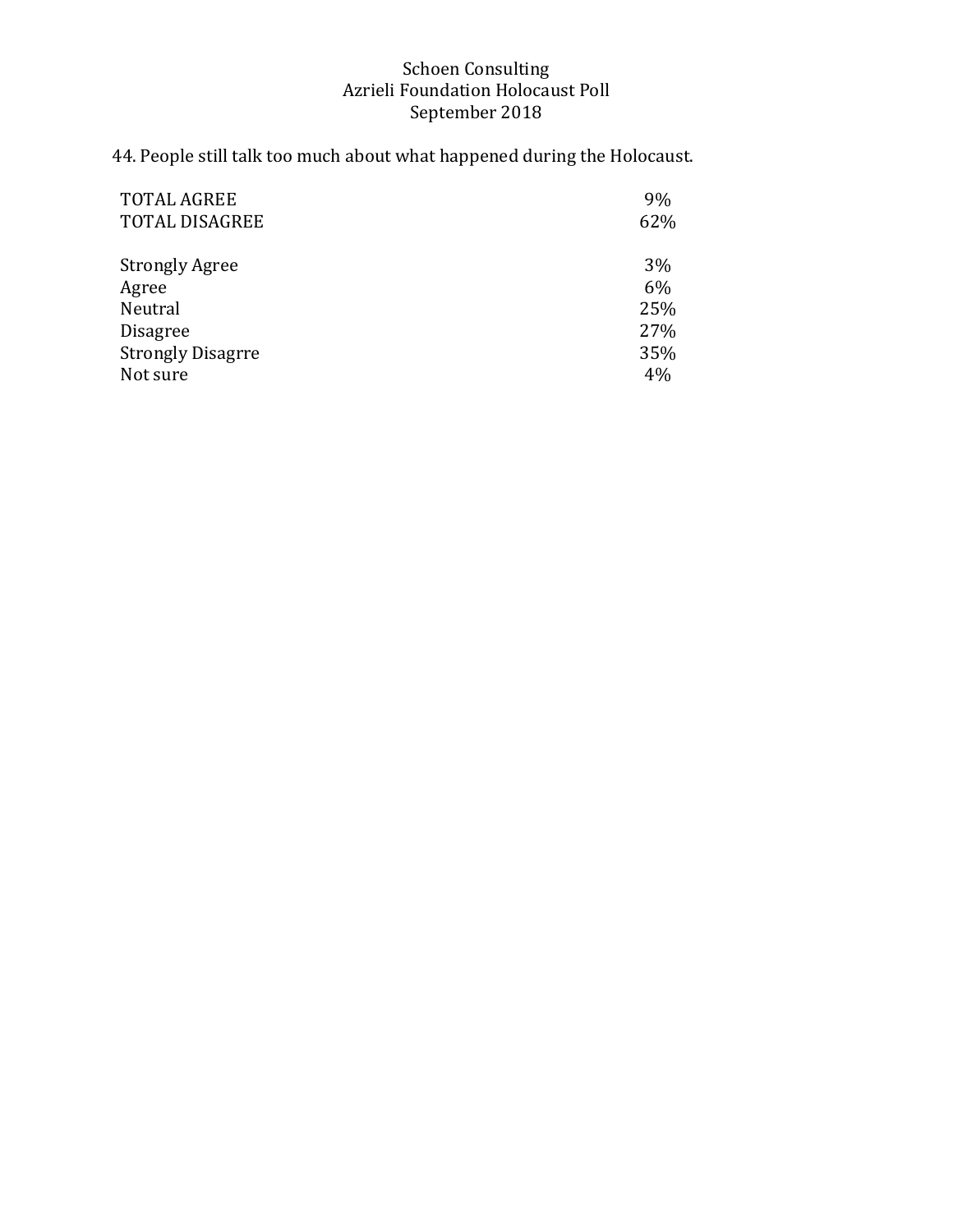Schoen Consulting
Azrieli Foundation Holocaust Poll
September 2018

44. People still talk too much about what happened during the Holocaust.

| | |
|---|---|
| TOTAL AGREE | 9% |
| TOTAL DISAGREE | 62% |
| | |
| Strongly Agree | 3% |
| Agree | 6% |
| Neutral | 25% |
| Disagree | 27% |
| Strongly Disagrre | 35% |
| Not sure | 4% |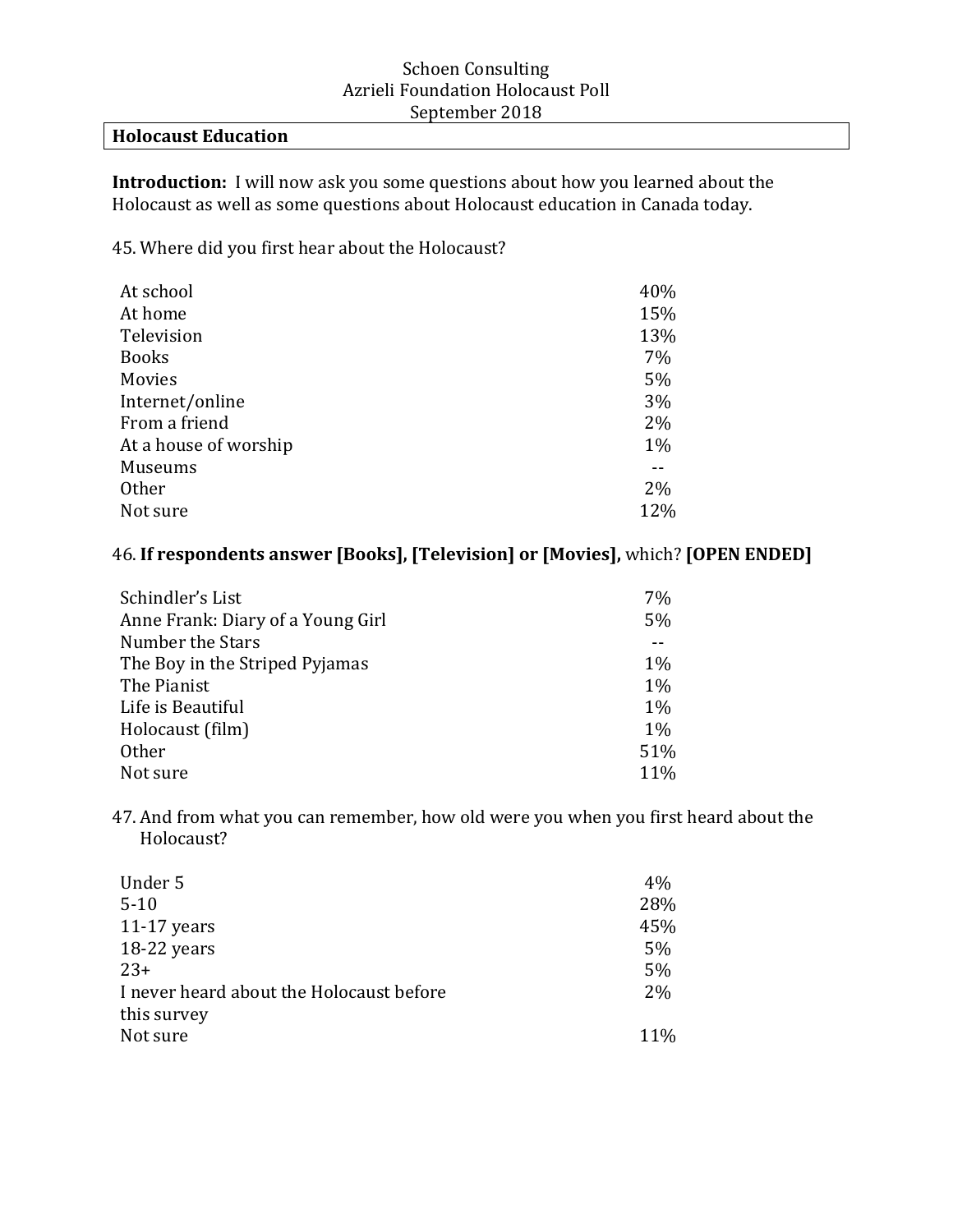Schoen Consulting
Azrieli Foundation Holocaust Poll
September 2018

## Holocaust Education

**Introduction:** I will now ask you some questions about how you learned about the Holocaust as well as some questions about Holocaust education in Canada today.

45. Where did you first hear about the Holocaust?

| | |
|---|---|
| At school | 40% |
| At home | 15% |
| Television | 13% |
| Books | 7% |
| Movies | 5% |
| Internet/online | 3% |
| From a friend | 2% |
| At a house of worship | 1% |
| Museums | -- |
| Other | 2% |
| Not sure | 12% |

46. **If respondents answer [Books], [Television] or [Movies],** which? **[OPEN ENDED]**

| | |
|---|---|
| Schindler's List | 7% |
| Anne Frank: Diary of a Young Girl | 5% |
| Number the Stars | -- |
| The Boy in the Striped Pyjamas | 1% |
| The Pianist | 1% |
| Life is Beautiful | 1% |
| Holocaust (film) | 1% |
| Other | 51% |
| Not sure | 11% |

47. And from what you can remember, how old were you when you first heard about the Holocaust?

| | |
|---|---|
| Under 5 | 4% |
| 5-10 | 28% |
| 11-17 years | 45% |
| 18-22 years | 5% |
| 23+ | 5% |
| I never heard about the Holocaust before this survey | 2% |
| Not sure | 11% |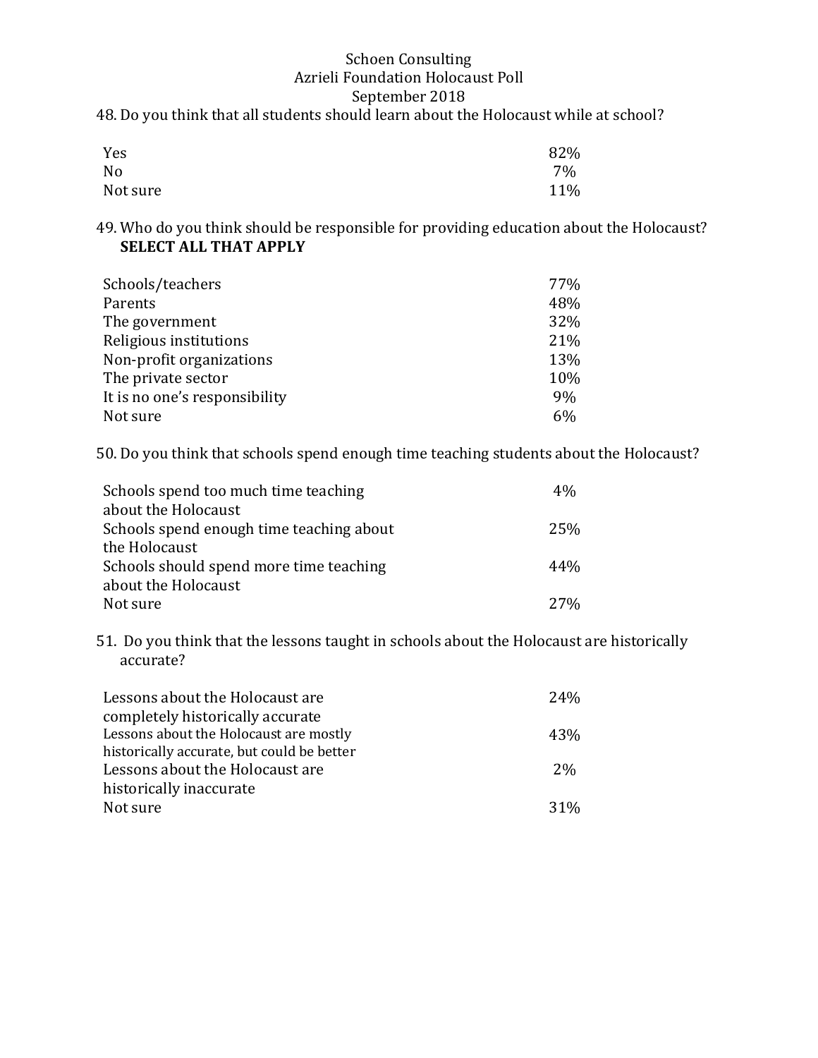Schoen Consulting
Azrieli Foundation Holocaust Poll
September 2018

48. Do you think that all students should learn about the Holocaust while at school?

| | |
|---|---|
| Yes | 82% |
| No | 7% |
| Not sure | 11% |

49. Who do you think should be responsible for providing education about the Holocaust? **SELECT ALL THAT APPLY**

| | |
|---|---|
| Schools/teachers | 77% |
| Parents | 48% |
| The government | 32% |
| Religious institutions | 21% |
| Non-profit organizations | 13% |
| The private sector | 10% |
| It is no one's responsibility | 9% |
| Not sure | 6% |

50. Do you think that schools spend enough time teaching students about the Holocaust?

| | |
|---|---|
| Schools spend too much time teaching about the Holocaust | 4% |
| Schools spend enough time teaching about the Holocaust | 25% |
| Schools should spend more time teaching about the Holocaust | 44% |
| Not sure | 27% |

51. Do you think that the lessons taught in schools about the Holocaust are historically accurate?

| | |
|---|---|
| Lessons about the Holocaust are completely historically accurate | 24% |
| Lessons about the Holocaust are mostly historically accurate, but could be better | 43% |
| Lessons about the Holocaust are historically inaccurate | 2% |
| Not sure | 31% |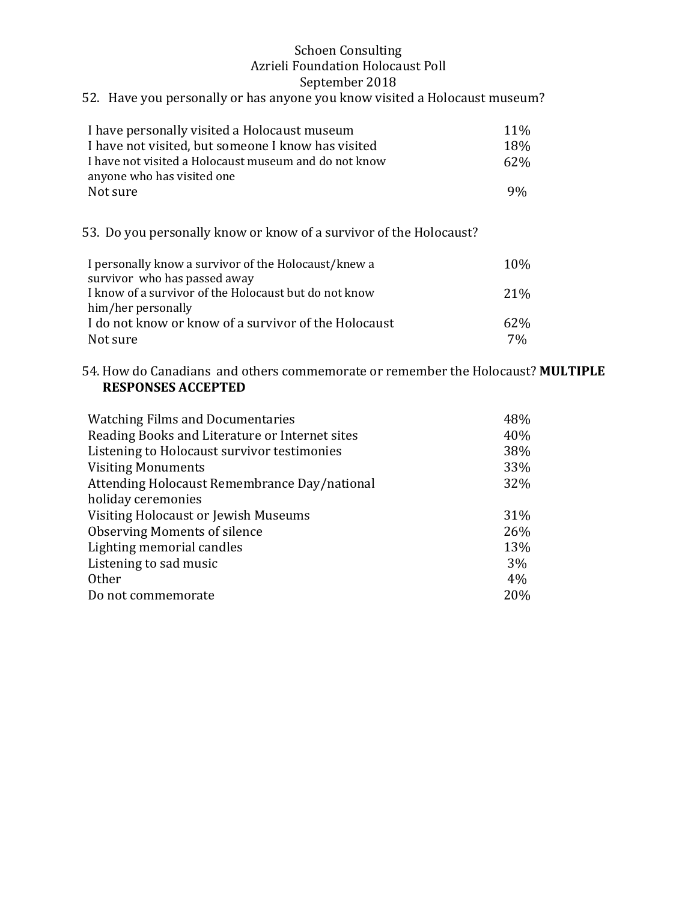Schoen Consulting
Azrieli Foundation Holocaust Poll
September 2018

52. Have you personally or has anyone you know visited a Holocaust museum?

| | |
|---|---|
| I have personally visited a Holocaust museum | 11% |
| I have not visited, but someone I know has visited | 18% |
| I have not visited a Holocaust museum and do not know anyone who has visited one | 62% |
| Not sure | 9% |

53. Do you personally know or know of a survivor of the Holocaust?

| | |
|---|---|
| I personally know a survivor of the Holocaust/knew a survivor who has passed away | 10% |
| I know of a survivor of the Holocaust but do not know him/her personally | 21% |
| I do not know or know of a survivor of the Holocaust | 62% |
| Not sure | 7% |

54. How do Canadians and others commemorate or remember the Holocaust? **MULTIPLE RESPONSES ACCEPTED**

| | |
|---|---|
| Watching Films and Documentaries | 48% |
| Reading Books and Literature or Internet sites | 40% |
| Listening to Holocaust survivor testimonies | 38% |
| Visiting Monuments | 33% |
| Attending Holocaust Remembrance Day/national holiday ceremonies | 32% |
| Visiting Holocaust or Jewish Museums | 31% |
| Observing Moments of silence | 26% |
| Lighting memorial candles | 13% |
| Listening to sad music | 3% |
| Other | 4% |
| Do not commemorate | 20% |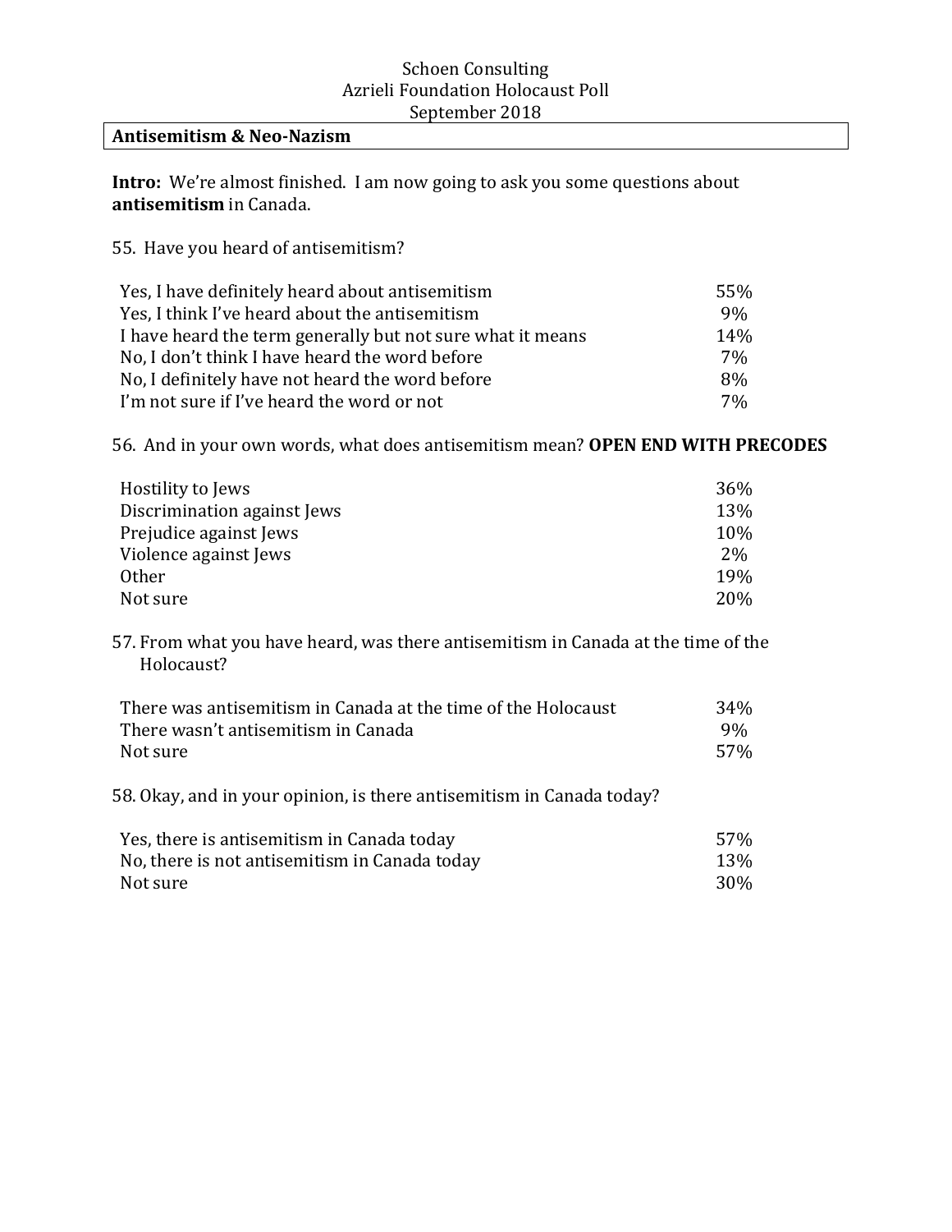Schoen Consulting
Azrieli Foundation Holocaust Poll
September 2018

**Antisemitism & Neo-Nazism**

**Intro:** We're almost finished. I am now going to ask you some questions about **antisemitism** in Canada.

55. Have you heard of antisemitism?

| | |
|---|---|
| Yes, I have definitely heard about antisemitism | 55% |
| Yes, I think I've heard about the antisemitism | 9% |
| I have heard the term generally but not sure what it means | 14% |
| No, I don't think I have heard the word before | 7% |
| No, I definitely have not heard the word before | 8% |
| I'm not sure if I've heard the word or not | 7% |

56. And in your own words, what does antisemitism mean? **OPEN END WITH PRECODES**

| | |
|---|---|
| Hostility to Jews | 36% |
| Discrimination against Jews | 13% |
| Prejudice against Jews | 10% |
| Violence against Jews | 2% |
| Other | 19% |
| Not sure | 20% |

57. From what you have heard, was there antisemitism in Canada at the time of the Holocaust?

| | |
|---|---|
| There was antisemitism in Canada at the time of the Holocaust | 34% |
| There wasn't antisemitism in Canada | 9% |
| Not sure | 57% |

58. Okay, and in your opinion, is there antisemitism in Canada today?

| | |
|---|---|
| Yes, there is antisemitism in Canada today | 57% |
| No, there is not antisemitism in Canada today | 13% |
| Not sure | 30% |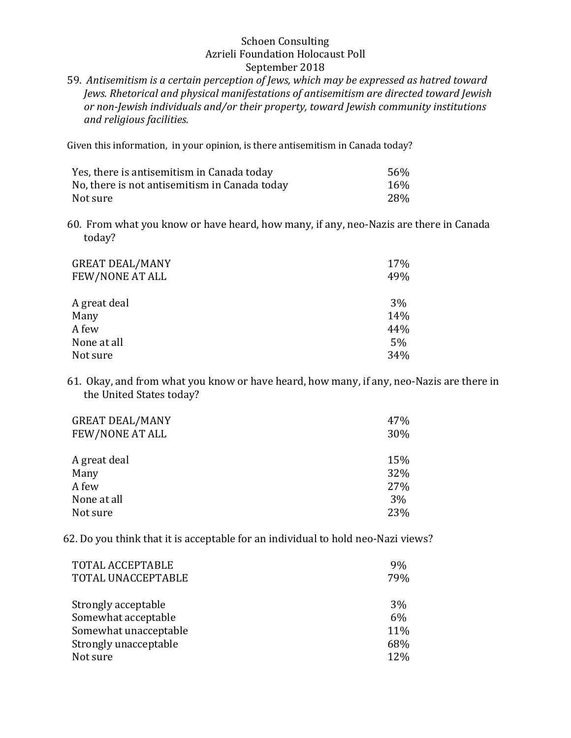Schoen Consulting
Azrieli Foundation Holocaust Poll
September 2018

59. *Antisemitism is a certain perception of Jews, which may be expressed as hatred toward Jews. Rhetorical and physical manifestations of antisemitism are directed toward Jewish or non-Jewish individuals and/or their property, toward Jewish community institutions and religious facilities.*

Given this information, in your opinion, is there antisemitism in Canada today?

| | |
|---|---|
| Yes, there is antisemitism in Canada today | 56% |
| No, there is not antisemitism in Canada today | 16% |
| Not sure | 28% |

60. From what you know or have heard, how many, if any, neo-Nazis are there in Canada today?

| | |
|---|---|
| GREAT DEAL/MANY | 17% |
| FEW/NONE AT ALL | 49% |
| | |
| A great deal | 3% |
| Many | 14% |
| A few | 44% |
| None at all | 5% |
| Not sure | 34% |

61. Okay, and from what you know or have heard, how many, if any, neo-Nazis are there in the United States today?

| | |
|---|---|
| GREAT DEAL/MANY | 47% |
| FEW/NONE AT ALL | 30% |
| | |
| A great deal | 15% |
| Many | 32% |
| A few | 27% |
| None at all | 3% |
| Not sure | 23% |

62. Do you think that it is acceptable for an individual to hold neo-Nazi views?

| | |
|---|---|
| TOTAL ACCEPTABLE | 9% |
| TOTAL UNACCEPTABLE | 79% |
| | |
| Strongly acceptable | 3% |
| Somewhat acceptable | 6% |
| Somewhat unacceptable | 11% |
| Strongly unacceptable | 68% |
| Not sure | 12% |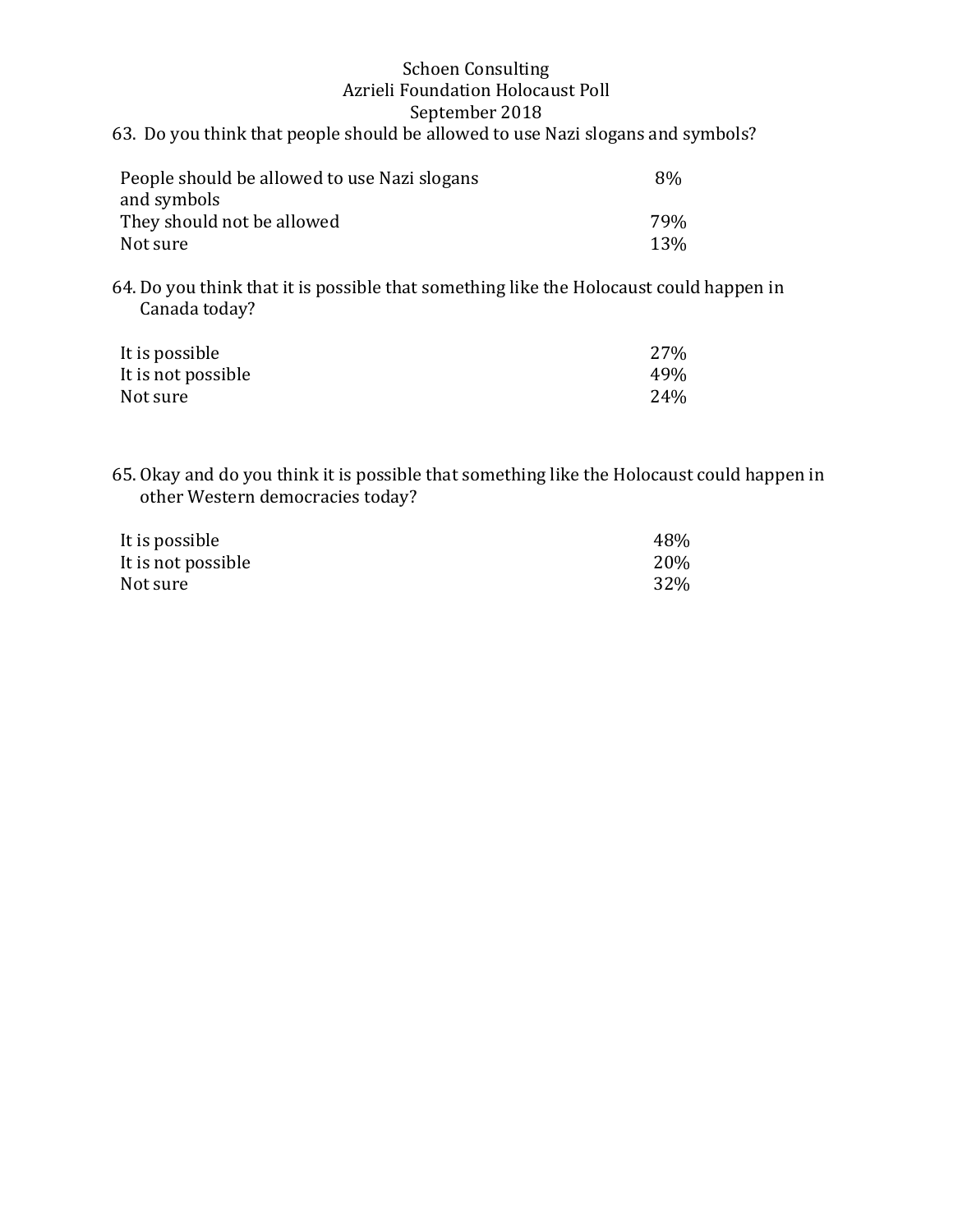63. Do you think that people should be allowed to use Nazi slogans and symbols?

| | |
|---|---|
| People should be allowed to use Nazi slogans and symbols | 8% |
| They should not be allowed | 79% |
| Not sure | 13% |

64. Do you think that it is possible that something like the Holocaust could happen in Canada today?

| | |
|---|---|
| It is possible | 27% |
| It is not possible | 49% |
| Not sure | 24% |

65. Okay and do you think it is possible that something like the Holocaust could happen in other Western democracies today?

| | |
|---|---|
| It is possible | 48% |
| It is not possible | 20% |
| Not sure | 32% |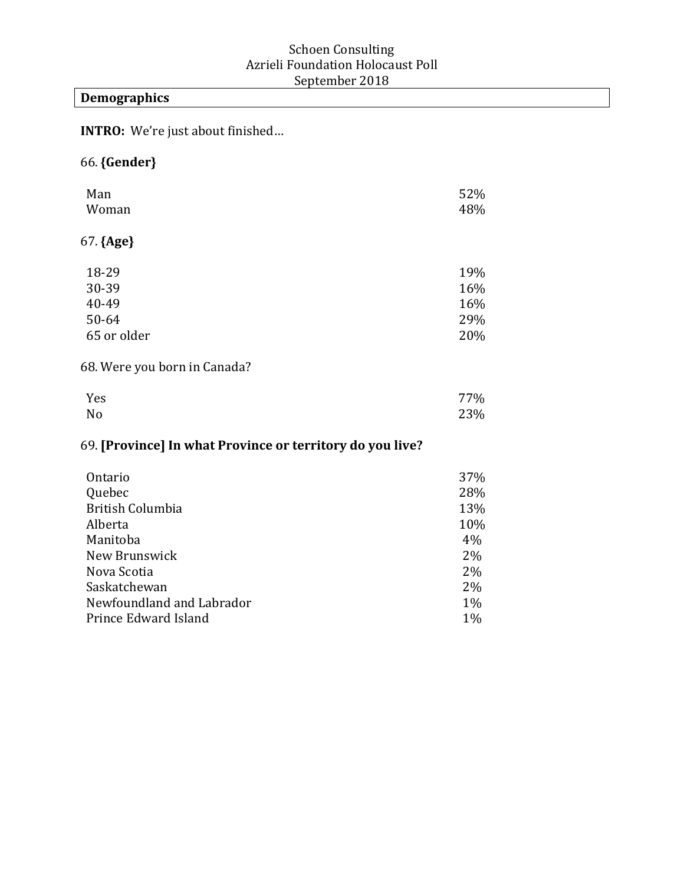Schoen Consulting
Azrieli Foundation Holocaust Poll
September 2018

**Demographics**

**INTRO:** We're just about finished…

66. **{Gender}**

| | |
|---|---|
| Man | 52% |
| Woman | 48% |

67. **{Age}**

| | |
|---|---|
| 18-29 | 19% |
| 30-39 | 16% |
| 40-49 | 16% |
| 50-64 | 29% |
| 65 or older | 20% |

68. Were you born in Canada?

| | |
|---|---|
| Yes | 77% |
| No | 23% |

69. **[Province] In what Province or territory do you live?**

| | |
|---|---|
| Ontario | 37% |
| Quebec | 28% |
| British Columbia | 13% |
| Alberta | 10% |
| Manitoba | 4% |
| New Brunswick | 2% |
| Nova Scotia | 2% |
| Saskatchewan | 2% |
| Newfoundland and Labrador | 1% |
| Prince Edward Island | 1% |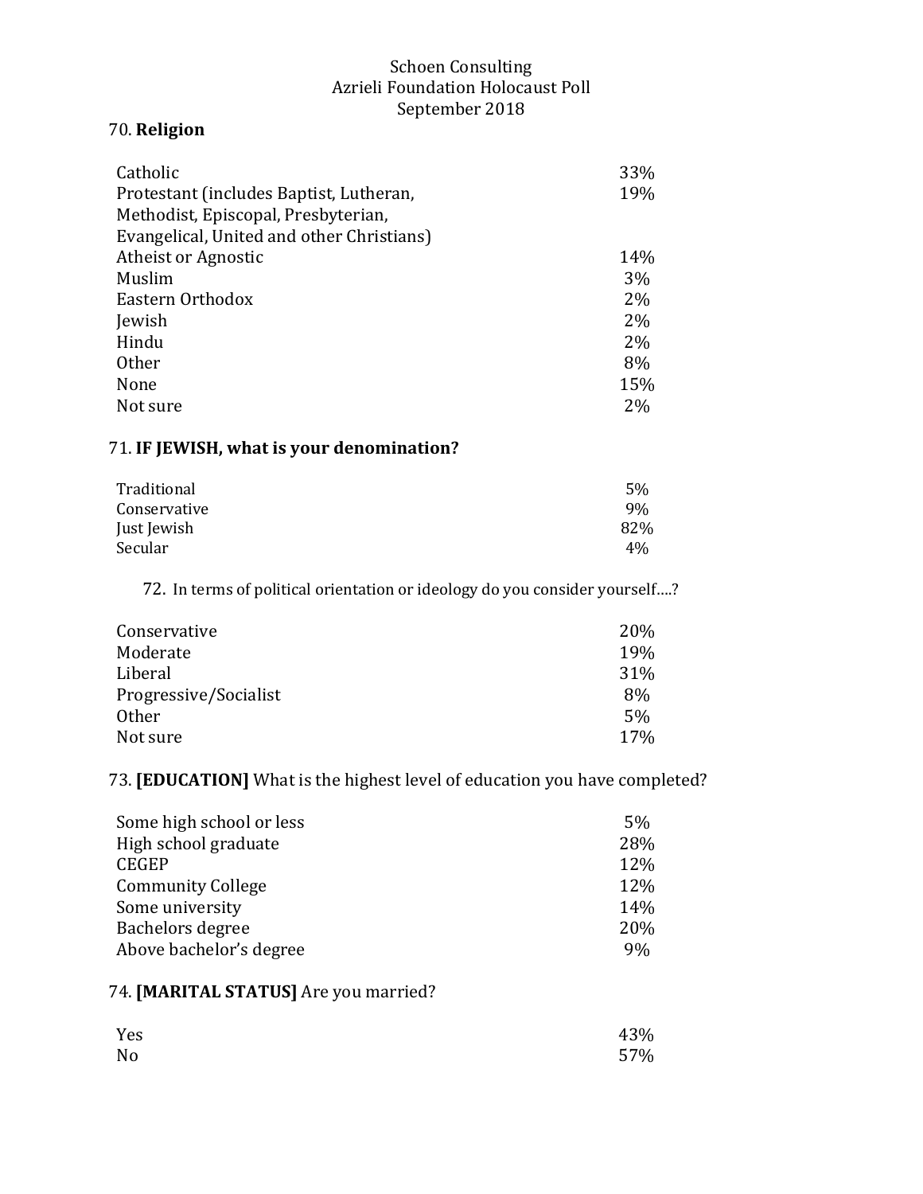Schoen Consulting
Azrieli Foundation Holocaust Poll
September 2018

70. **Religion**

| | |
|---|---|
| Catholic | 33% |
| Protestant (includes Baptist, Lutheran, Methodist, Episcopal, Presbyterian, Evangelical, United and other Christians) | 19% |
| Atheist or Agnostic | 14% |
| Muslim | 3% |
| Eastern Orthodox | 2% |
| Jewish | 2% |
| Hindu | 2% |
| Other | 8% |
| None | 15% |
| Not sure | 2% |

71. **IF JEWISH, what is your denomination?**

| | |
|---|---|
| Traditional | 5% |
| Conservative | 9% |
| Just Jewish | 82% |
| Secular | 4% |

72. In terms of political orientation or ideology do you consider yourself….?

| | |
|---|---|
| Conservative | 20% |
| Moderate | 19% |
| Liberal | 31% |
| Progressive/Socialist | 8% |
| Other | 5% |
| Not sure | 17% |

73. **[EDUCATION]** What is the highest level of education you have completed?

| | |
|---|---|
| Some high school or less | 5% |
| High school graduate | 28% |
| CEGEP | 12% |
| Community College | 12% |
| Some university | 14% |
| Bachelors degree | 20% |
| Above bachelor's degree | 9% |

74. **[MARITAL STATUS]** Are you married?

| | |
|---|---|
| Yes | 43% |
| No | 57% |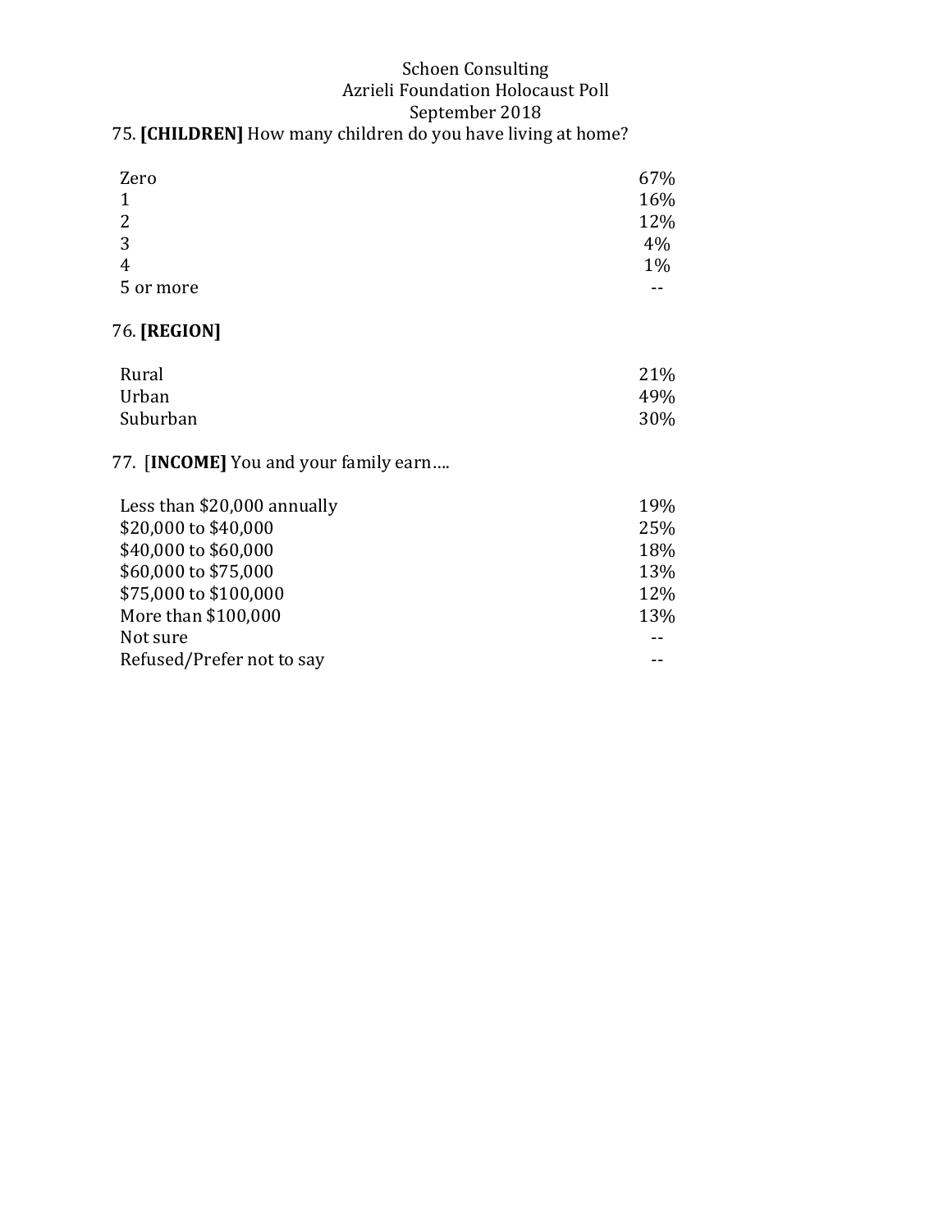Schoen Consulting
Azrieli Foundation Holocaust Poll
September 2018

75. **[CHILDREN]** How many children do you have living at home?

| | |
|---|---|
| Zero | 67% |
| 1 | 16% |
| 2 | 12% |
| 3 | 4% |
| 4 | 1% |
| 5 or more | -- |

76. **[REGION]**

| | |
|---|---|
| Rural | 21% |
| Urban | 49% |
| Suburban | 30% |

77. [**INCOME]** You and your family earn….

| | |
|---|---|
| Less than $20,000 annually | 19% |
| $20,000 to $40,000 | 25% |
| $40,000 to $60,000 | 18% |
| $60,000 to $75,000 | 13% |
| $75,000 to $100,000 | 12% |
| More than $100,000 | 13% |
| Not sure | -- |
| Refused/Prefer not to say | -- |